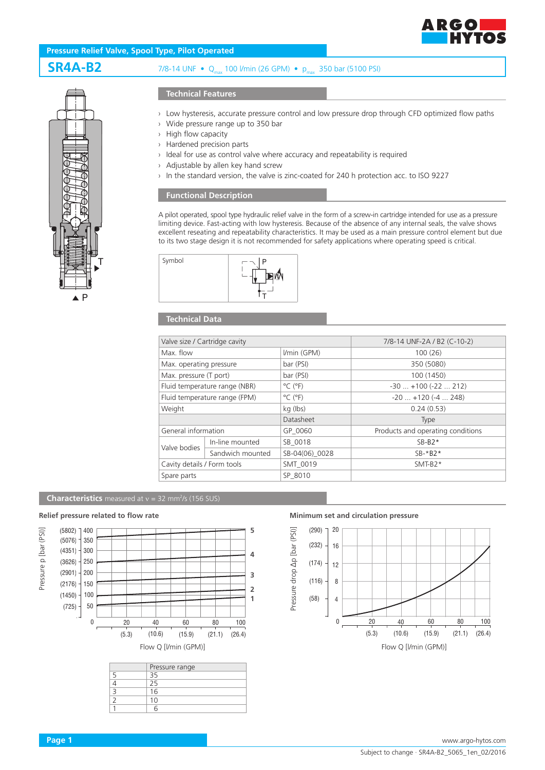# Pressure Relief Valve, Spool Type, Pilot Operated

## SR4A-B2

7/8-14 UNF • $Q_{max}$ 100 l/min (26 GPM) • $p_{max}$ 350 bar (5100 PSI)

### Technical Features

- Low hysteresis, accurate pressure control and low pressure drop through CFD optimized flow paths
- Wide pressure range up to 350 bar
- High flow capacity
- Hardened precision parts
- Ideal for use as control valve where accuracy and repeatability is required
- Adjustable by allen key hand screw
- In the standard version, the valve is zinc-coated for 240 h protection acc. to ISO 9227

### Functional Description

A pilot operated, spool type hydraulic relief valve in the form of a screw-in cartridge intended for use as a pressure limiting device. Fast-acting with low hysteresis. Because of the absence of any internal seals, the valve shows excellent reseating and repeatability characteristics. It may be used as a main pressure control element but due to its two stage design it is not recommended for safety applications where operating speed is critical.

Symbol

### Technical Data

| Valve size / Cartridge cavity | | | 7/8-14 UNF-2A / B2 (C-10-2) |
|---|---|---|---|
| Max. flow | | l/min (GPM) | 100 (26) |
| Max. operating pressure | | bar (PSI) | 350 (5080) |
| Max. pressure (T port) | | bar (PSI) | 100 (1450) |
| Fluid temperature range (NBR) | | °C (°F) | -30 ... +100 (-22 ... 212) |
| Fluid temperature range (FPM) | | °C (°F) | -20 ... +120 (-4 ... 248) |
| Weight | | kg (lbs) | 0.24 (0.53) |
| | | Datasheet | Type |
| General information | | GP_0060 | Products and operating conditions |
| Valve bodies | In-line mounted | SB_0018 | SB-B2* |
| | Sandwich mounted | SB-04(06)_0028 | SB-*B2* |
| Cavity details / Form tools | | SMT_0019 | SMT-B2* |
| Spare parts | | SP_8010 | |

### Characteristics measured at ν = 32 mm²/s (156 SUS)

**Relief pressure related to flow rate**

Pressure p [bar (PSI)] vs. Flow Q [l/min (GPM)]

| | Pressure range |
|---|---|
| 5 | 35 |
| 4 | 25 |
| 3 | 16 |
| 2 | 10 |
| 1 | 6 |

**Minimum set and circulation pressure**

Pressure drop Δp [bar (PSI)] vs. Flow Q [l/min (GPM)]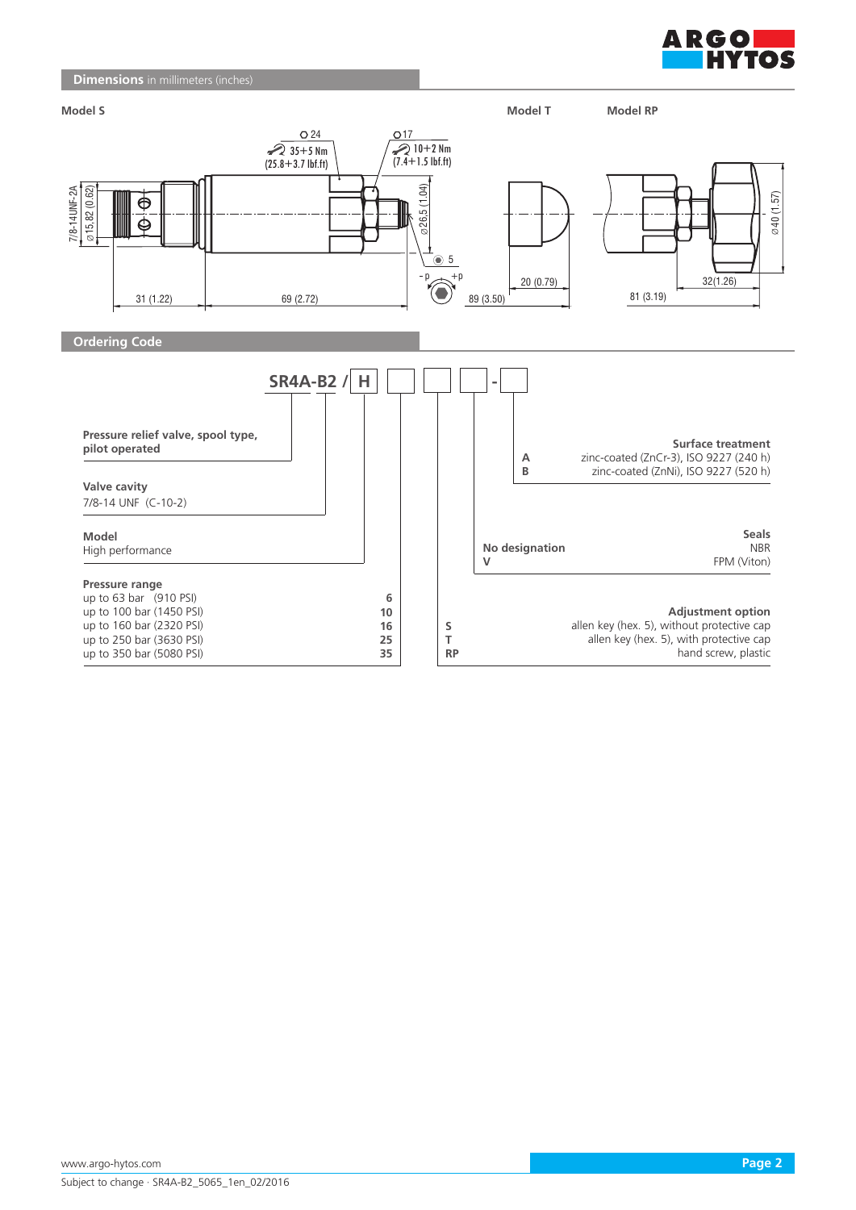## Dimensions in millimeters (inches)

Model S

Model T

Model RP

24
35+5 Nm
(25.8+3.7 lbf.ft)

17
10+2 Nm
(7.4+1.5 lbf.ft)

7/8-14UNF-2A
⌀15.82 (0.62)
⌀26.5 (1.04)
5
-p +p
31 (1.22)
69 (2.72)
89 (3.50)
20 (0.79)
81 (3.19)
32(1.26)
⌀40 (1.57)

## Ordering Code

**SR4A-B2 / H [ ] [ ] [ ] - [ ]**

**Pressure relief valve, spool type, pilot operated**

**Valve cavity**
7/8-14 UNF (C-10-2)

**Model**
High performance

| **Pressure range** | |
|---|---|
| up to 63 bar (910 PSI) | **6** |
| up to 100 bar (1450 PSI) | **10** |
| up to 160 bar (2320 PSI) | **16** |
| up to 250 bar (3630 PSI) | **25** |
| up to 350 bar (5080 PSI) | **35** |

| | **Adjustment option** |
|---|---|
| **S** | allen key (hex. 5), without protective cap |
| **T** | allen key (hex. 5), with protective cap |
| **RP** | hand screw, plastic |

| | **Seals** |
|---|---|
| **No designation** | NBR |
| **V** | FPM (Viton) |

| | **Surface treatment** |
|---|---|
| **A** | zinc-coated (ZnCr-3), ISO 9227 (240 h) |
| **B** | zinc-coated (ZnNi), ISO 9227 (520 h) |

www.argo-hytos.com

Subject to change · SR4A-B2_5065_1en_02/2016